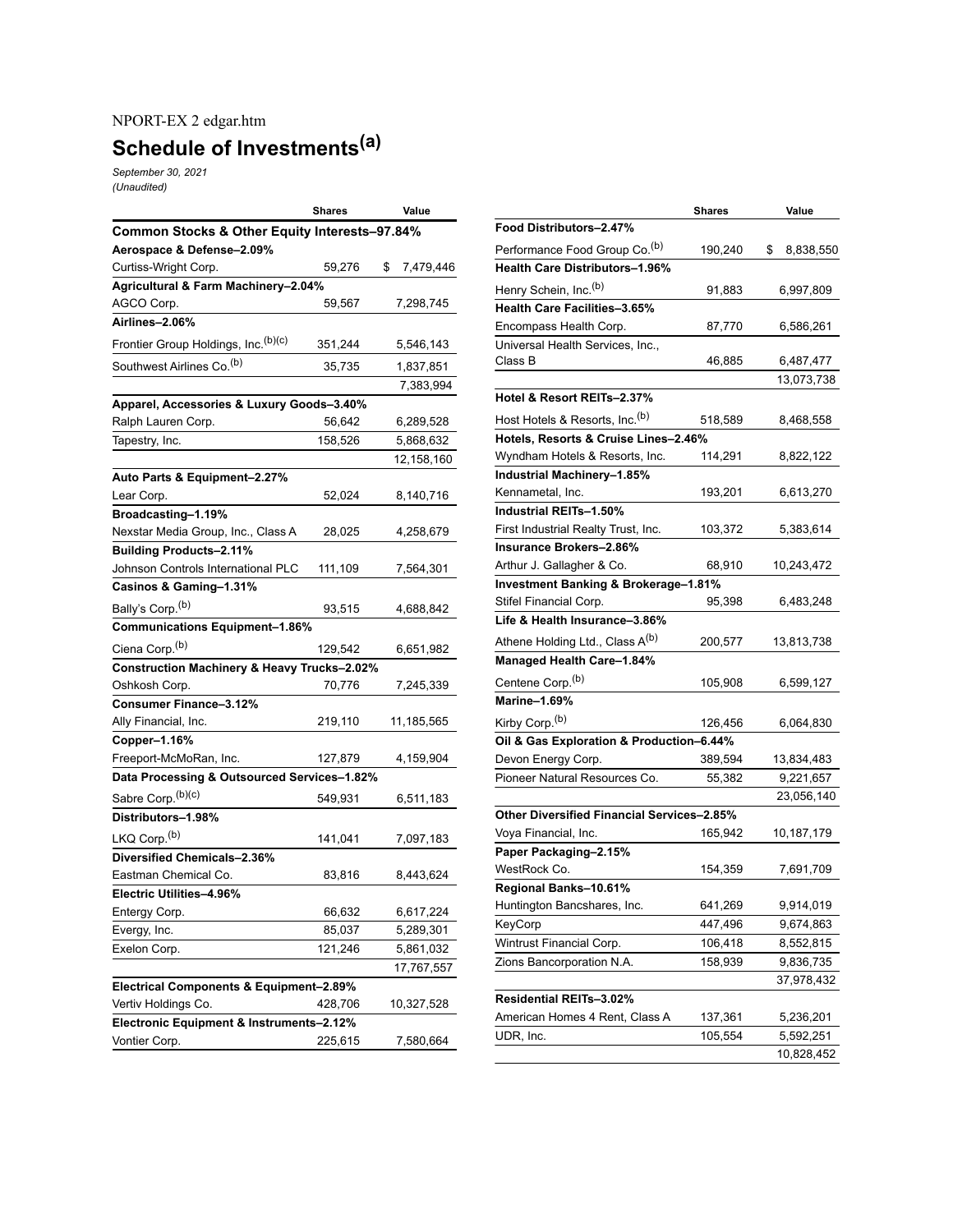NPORT-EX 2 edgar.htm

# Schedule of Investments[(a)]

*September 30, 2021*
*(Unaudited)*

| | Shares | Value |
|---|---|---|
| **Common Stocks & Other Equity Interests–97.84%** | | |
| **Aerospace & Defense–2.09%** | | |
| Curtiss-Wright Corp. | 59,276 | $ 7,479,446 |
| **Agricultural & Farm Machinery–2.04%** | | |
| AGCO Corp. | 59,567 | 7,298,745 |
| **Airlines–2.06%** | | |
| Frontier Group Holdings, Inc.[(b)(c)] | 351,244 | 5,546,143 |
| Southwest Airlines Co.[(b)] | 35,735 | 1,837,851 |
| | | 7,383,994 |
| **Apparel, Accessories & Luxury Goods–3.40%** | | |
| Ralph Lauren Corp. | 56,642 | 6,289,528 |
| Tapestry, Inc. | 158,526 | 5,868,632 |
| | | 12,158,160 |
| **Auto Parts & Equipment–2.27%** | | |
| Lear Corp. | 52,024 | 8,140,716 |
| **Broadcasting–1.19%** | | |
| Nexstar Media Group, Inc., Class A | 28,025 | 4,258,679 |
| **Building Products–2.11%** | | |
| Johnson Controls International PLC | 111,109 | 7,564,301 |
| **Casinos & Gaming–1.31%** | | |
| Bally's Corp.[(b)] | 93,515 | 4,688,842 |
| **Communications Equipment–1.86%** | | |
| Ciena Corp.[(b)] | 129,542 | 6,651,982 |
| **Construction Machinery & Heavy Trucks–2.02%** | | |
| Oshkosh Corp. | 70,776 | 7,245,339 |
| **Consumer Finance–3.12%** | | |
| Ally Financial, Inc. | 219,110 | 11,185,565 |
| **Copper–1.16%** | | |
| Freeport-McMoRan, Inc. | 127,879 | 4,159,904 |
| **Data Processing & Outsourced Services–1.82%** | | |
| Sabre Corp.[(b)(c)] | 549,931 | 6,511,183 |
| **Distributors–1.98%** | | |
| LKQ Corp.[(b)] | 141,041 | 7,097,183 |
| **Diversified Chemicals–2.36%** | | |
| Eastman Chemical Co. | 83,816 | 8,443,624 |
| **Electric Utilities–4.96%** | | |
| Entergy Corp. | 66,632 | 6,617,224 |
| Evergy, Inc. | 85,037 | 5,289,301 |
| Exelon Corp. | 121,246 | 5,861,032 |
| | | 17,767,557 |
| **Electrical Components & Equipment–2.89%** | | |
| Vertiv Holdings Co. | 428,706 | 10,327,528 |
| **Electronic Equipment & Instruments–2.12%** | | |
| Vontier Corp. | 225,615 | 7,580,664 |
| **Food Distributors–2.47%** | | |
| Performance Food Group Co.[(b)] | 190,240 | $ 8,838,550 |
| **Health Care Distributors–1.96%** | | |
| Henry Schein, Inc.[(b)] | 91,883 | 6,997,809 |
| **Health Care Facilities–3.65%** | | |
| Encompass Health Corp. | 87,770 | 6,586,261 |
| Universal Health Services, Inc., Class B | 46,885 | 6,487,477 |
| | | 13,073,738 |
| **Hotel & Resort REITs–2.37%** | | |
| Host Hotels & Resorts, Inc.[(b)] | 518,589 | 8,468,558 |
| **Hotels, Resorts & Cruise Lines–2.46%** | | |
| Wyndham Hotels & Resorts, Inc. | 114,291 | 8,822,122 |
| **Industrial Machinery–1.85%** | | |
| Kennametal, Inc. | 193,201 | 6,613,270 |
| **Industrial REITs–1.50%** | | |
| First Industrial Realty Trust, Inc. | 103,372 | 5,383,614 |
| **Insurance Brokers–2.86%** | | |
| Arthur J. Gallagher & Co. | 68,910 | 10,243,472 |
| **Investment Banking & Brokerage–1.81%** | | |
| Stifel Financial Corp. | 95,398 | 6,483,248 |
| **Life & Health Insurance–3.86%** | | |
| Athene Holding Ltd., Class A[(b)] | 200,577 | 13,813,738 |
| **Managed Health Care–1.84%** | | |
| Centene Corp.[(b)] | 105,908 | 6,599,127 |
| **Marine–1.69%** | | |
| Kirby Corp.[(b)] | 126,456 | 6,064,830 |
| **Oil & Gas Exploration & Production–6.44%** | | |
| Devon Energy Corp. | 389,594 | 13,834,483 |
| Pioneer Natural Resources Co. | 55,382 | 9,221,657 |
| | | 23,056,140 |
| **Other Diversified Financial Services–2.85%** | | |
| Voya Financial, Inc. | 165,942 | 10,187,179 |
| **Paper Packaging–2.15%** | | |
| WestRock Co. | 154,359 | 7,691,709 |
| **Regional Banks–10.61%** | | |
| Huntington Bancshares, Inc. | 641,269 | 9,914,019 |
| KeyCorp | 447,496 | 9,674,863 |
| Wintrust Financial Corp. | 106,418 | 8,552,815 |
| Zions Bancorporation N.A. | 158,939 | 9,836,735 |
| | | 37,978,432 |
| **Residential REITs–3.02%** | | |
| American Homes 4 Rent, Class A | 137,361 | 5,236,201 |
| UDR, Inc. | 105,554 | 5,592,251 |
| | | 10,828,452 |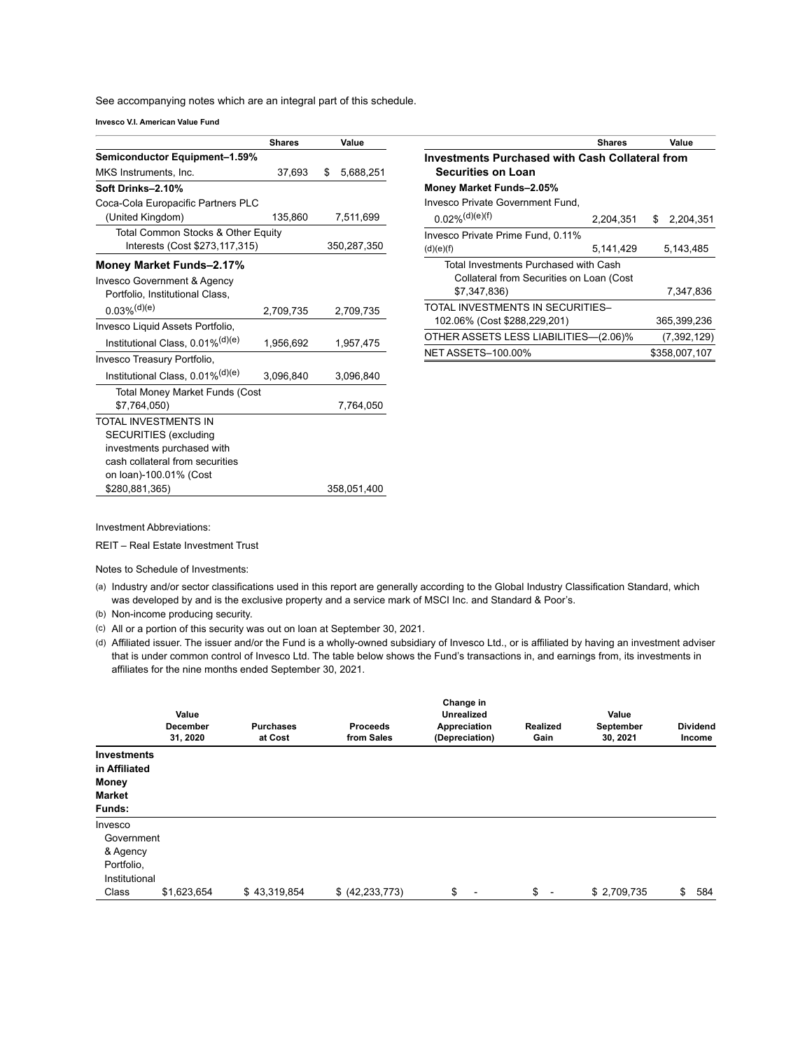See accompanying notes which are an integral part of this schedule.

**Invesco V.I. American Value Fund**

| | Shares | Value |
|---|---|---|
| **Semiconductor Equipment–1.59%** | | |
| MKS Instruments, Inc. | 37,693 | $ 5,688,251 |
| **Soft Drinks–2.10%** | | |
| Coca-Cola Europacific Partners PLC (United Kingdom) | 135,860 | 7,511,699 |
| Total Common Stocks & Other Equity Interests (Cost $273,117,315) | | 350,287,350 |
| **Money Market Funds–2.17%** | | |
| Invesco Government & Agency Portfolio, Institutional Class, 0.03%(d)(e) | 2,709,735 | 2,709,735 |
| Invesco Liquid Assets Portfolio, Institutional Class, 0.01%(d)(e) | 1,956,692 | 1,957,475 |
| Invesco Treasury Portfolio, Institutional Class, 0.01%(d)(e) | 3,096,840 | 3,096,840 |
| Total Money Market Funds (Cost $7,764,050) | | 7,764,050 |
| TOTAL INVESTMENTS IN SECURITIES (excluding investments purchased with cash collateral from securities on loan)-100.01% (Cost $280,881,365) | | 358,051,400 |
| **Investments Purchased with Cash Collateral from Securities on Loan** | | |
| **Money Market Funds–2.05%** | | |
| Invesco Private Government Fund, 0.02%(d)(e)(f) | 2,204,351 | $ 2,204,351 |
| Invesco Private Prime Fund, 0.11%(d)(e)(f) | 5,141,429 | 5,143,485 |
| Total Investments Purchased with Cash Collateral from Securities on Loan (Cost $7,347,836) | | 7,347,836 |
| TOTAL INVESTMENTS IN SECURITIES–102.06% (Cost $288,229,201) | | 365,399,236 |
| OTHER ASSETS LESS LIABILITIES—(2.06)% | | (7,392,129) |
| NET ASSETS–100.00% | | $358,007,107 |

Investment Abbreviations:

REIT – Real Estate Investment Trust

Notes to Schedule of Investments:

(a) Industry and/or sector classifications used in this report are generally according to the Global Industry Classification Standard, which was developed by and is the exclusive property and a service mark of MSCI Inc. and Standard & Poor's.

(b) Non-income producing security.

(c) All or a portion of this security was out on loan at September 30, 2021.

(d) Affiliated issuer. The issuer and/or the Fund is a wholly-owned subsidiary of Invesco Ltd., or is affiliated by having an investment adviser that is under common control of Invesco Ltd. The table below shows the Fund's transactions in, and earnings from, its investments in affiliates for the nine months ended September 30, 2021.

| | Value December 31, 2020 | Purchases at Cost | Proceeds from Sales | Change in Unrealized Appreciation (Depreciation) | Realized Gain | Value September 30, 2021 | Dividend Income |
|---|---|---|---|---|---|---|---|
| **Investments in Affiliated Money Market Funds:** | | | | | | | |
| Invesco Government & Agency Portfolio, Institutional Class | $1,623,654 | $ 43,319,854 | $ (42,233,773) | $ - | $ - | $ 2,709,735 | $ 584 |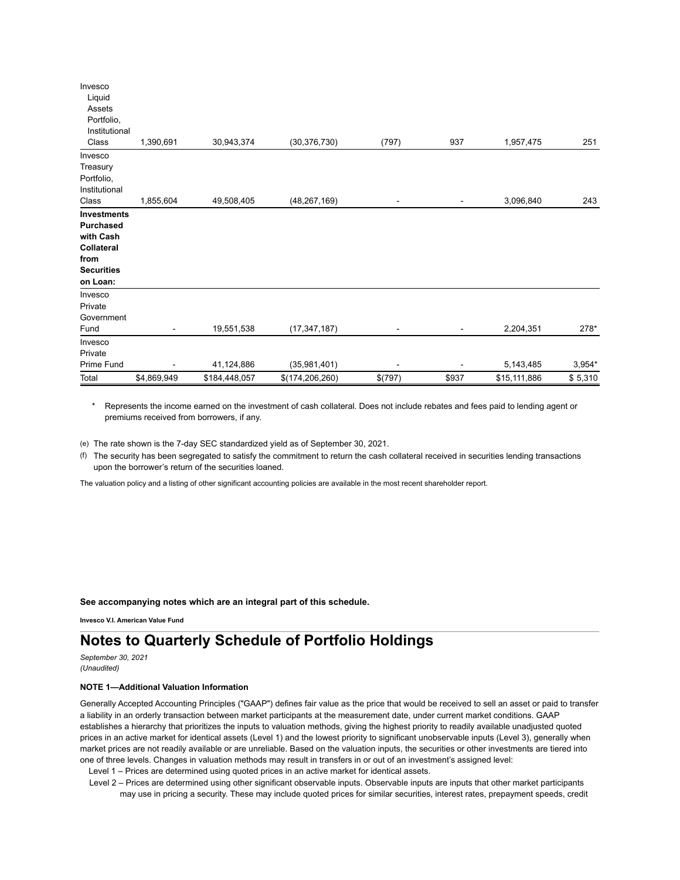| | | | | | | | |
|---|---|---|---|---|---|---|---|
| Invesco Liquid Assets Portfolio, Institutional Class | 1,390,691 | 30,943,374 | (30,376,730) | (797) | 937 | 1,957,475 | 251 |
| Invesco Treasury Portfolio, Institutional Class | 1,855,604 | 49,508,405 | (48,267,169) | - | - | 3,096,840 | 243 |
| **Investments Purchased with Cash Collateral from Securities on Loan:** | | | | | | | |
| Invesco Private Government Fund | - | 19,551,538 | (17,347,187) | - | - | 2,204,351 | 278* |
| Invesco Private Prime Fund | - | 41,124,886 | (35,981,401) | - | - | 5,143,485 | 3,954* |
| Total | $4,869,949 | $184,448,057 | $(174,206,260) | $(797) | $937 | $15,111,886 | $ 5,310 |

\* Represents the income earned on the investment of cash collateral. Does not include rebates and fees paid to lending agent or premiums received from borrowers, if any.

(e) The rate shown is the 7-day SEC standardized yield as of September 30, 2021.

(f) The security has been segregated to satisfy the commitment to return the cash collateral received in securities lending transactions upon the borrower's return of the securities loaned.

The valuation policy and a listing of other significant accounting policies are available in the most recent shareholder report.

**See accompanying notes which are an integral part of this schedule.**

**Invesco V.I. American Value Fund**

# Notes to Quarterly Schedule of Portfolio Holdings

*September 30, 2021*
*(Unaudited)*

**NOTE 1—Additional Valuation Information**

Generally Accepted Accounting Principles ("GAAP") defines fair value as the price that would be received to sell an asset or paid to transfer a liability in an orderly transaction between market participants at the measurement date, under current market conditions. GAAP establishes a hierarchy that prioritizes the inputs to valuation methods, giving the highest priority to readily available unadjusted quoted prices in an active market for identical assets (Level 1) and the lowest priority to significant unobservable inputs (Level 3), generally when market prices are not readily available or are unreliable. Based on the valuation inputs, the securities or other investments are tiered into one of three levels. Changes in valuation methods may result in transfers in or out of an investment's assigned level:

Level 1 – Prices are determined using quoted prices in an active market for identical assets.

Level 2 – Prices are determined using other significant observable inputs. Observable inputs are inputs that other market participants may use in pricing a security. These may include quoted prices for similar securities, interest rates, prepayment speeds, credit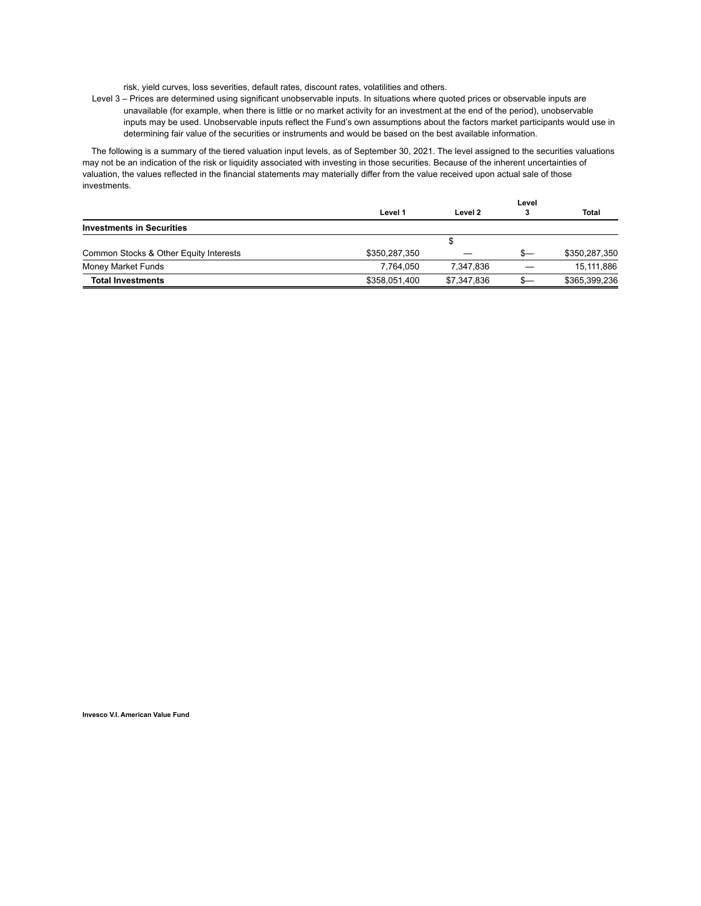risk, yield curves, loss severities, default rates, discount rates, volatilities and others.

Level 3 – Prices are determined using significant unobservable inputs. In situations where quoted prices or observable inputs are unavailable (for example, when there is little or no market activity for an investment at the end of the period), unobservable inputs may be used. Unobservable inputs reflect the Fund's own assumptions about the factors market participants would use in determining fair value of the securities or instruments and would be based on the best available information.

The following is a summary of the tiered valuation input levels, as of September 30, 2021. The level assigned to the securities valuations may not be an indication of the risk or liquidity associated with investing in those securities. Because of the inherent uncertainties of valuation, the values reflected in the financial statements may materially differ from the value received upon actual sale of those investments.

| | Level 1 | Level 2 | Level 3 | Total |
|---|---|---|---|---|
| **Investments in Securities** | | | | |
| Common Stocks & Other Equity Interests | $350,287,350 | $ — | $— | $350,287,350 |
| Money Market Funds | 7,764,050 | 7,347,836 | — | 15,111,886 |
| **Total Investments** | $358,051,400 | $7,347,836 | $— | $365,399,236 |